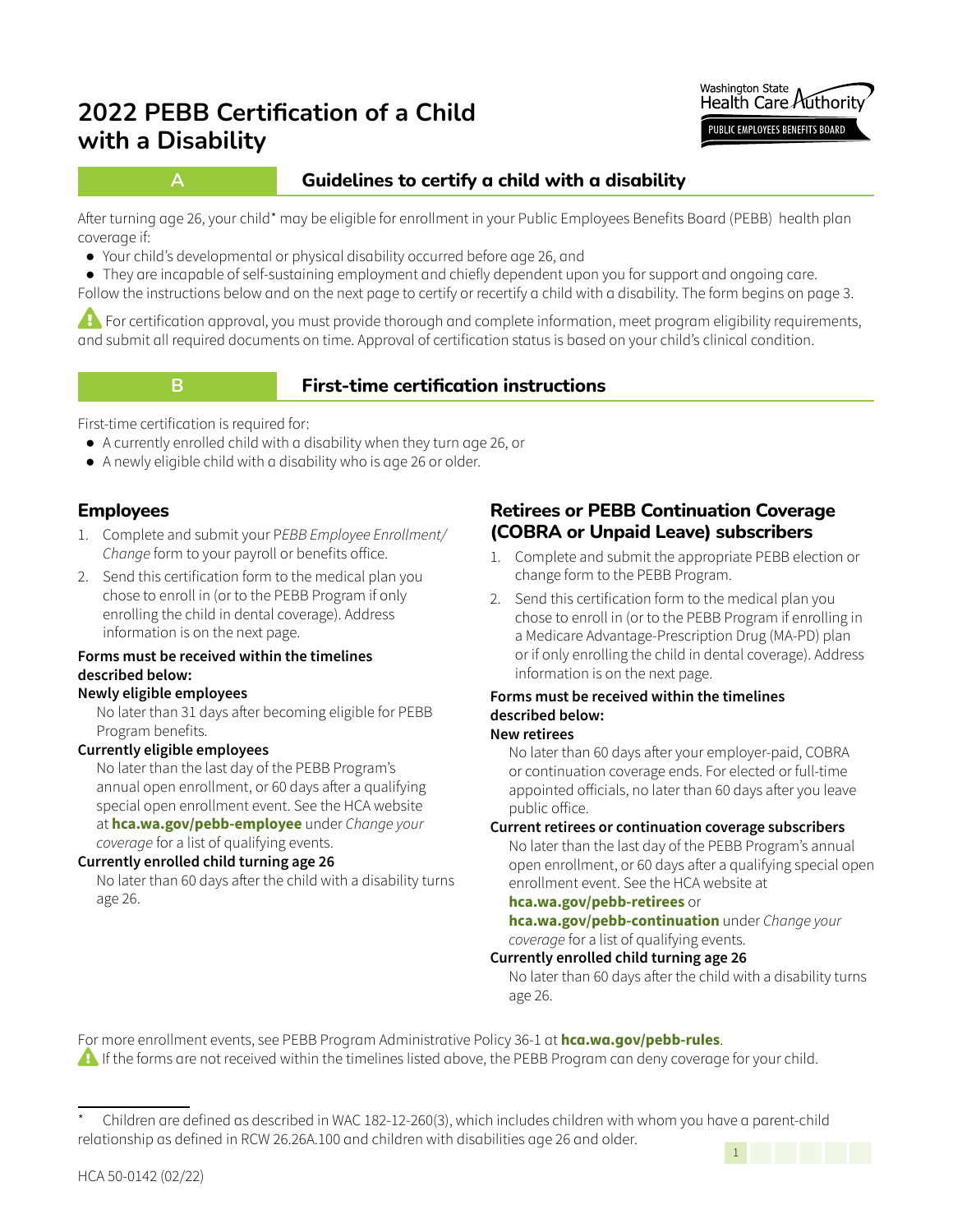# 2022 PEBB Certification of a Child with a Disability

Washington State Health Care Authority
PUBLIC EMPLOYEES BENEFITS BOARD

## A Guidelines to certify a child with a disability

After turning age 26, your child* may be eligible for enrollment in your Public Employees Benefits Board (PEBB) health plan coverage if:

- Your child's developmental or physical disability occurred before age 26, and
- They are incapable of self-sustaining employment and chiefly dependent upon you for support and ongoing care.

Follow the instructions below and on the next page to certify or recertify a child with a disability. The form begins on page 3.

⚠ For certification approval, you must provide thorough and complete information, meet program eligibility requirements, and submit all required documents on time. Approval of certification status is based on your child's clinical condition.

## B First-time certification instructions

First-time certification is required for:

- A currently enrolled child with a disability when they turn age 26, or
- A newly eligible child with a disability who is age 26 or older.

### Employees

1. Complete and submit your *PEBB Employee Enrollment/Change* form to your payroll or benefits office.
2. Send this certification form to the medical plan you chose to enroll in (or to the PEBB Program if only enrolling the child in dental coverage). Address information is on the next page.

**Forms must be received within the timelines described below:**

**Newly eligible employees**

No later than 31 days after becoming eligible for PEBB Program benefits.

**Currently eligible employees**

No later than the last day of the PEBB Program's annual open enrollment, or 60 days after a qualifying special open enrollment event. See the HCA website at **hca.wa.gov/pebb-employee** under *Change your coverage* for a list of qualifying events.

**Currently enrolled child turning age 26**

No later than 60 days after the child with a disability turns age 26.

### Retirees or PEBB Continuation Coverage (COBRA or Unpaid Leave) subscribers

1. Complete and submit the appropriate PEBB election or change form to the PEBB Program.
2. Send this certification form to the medical plan you chose to enroll in (or to the PEBB Program if enrolling in a Medicare Advantage-Prescription Drug (MA-PD) plan or if only enrolling the child in dental coverage). Address information is on the next page.

**Forms must be received within the timelines described below:**

**New retirees**

No later than 60 days after your employer-paid, COBRA or continuation coverage ends. For elected or full-time appointed officials, no later than 60 days after you leave public office.

**Current retirees or continuation coverage subscribers**

No later than the last day of the PEBB Program's annual open enrollment, or 60 days after a qualifying special open enrollment event. See the HCA website at **hca.wa.gov/pebb-retirees** or **hca.wa.gov/pebb-continuation** under *Change your coverage* for a list of qualifying events.

**Currently enrolled child turning age 26**

No later than 60 days after the child with a disability turns age 26.

For more enrollment events, see PEBB Program Administrative Policy 36-1 at **hca.wa.gov/pebb-rules**.

⚠ If the forms are not received within the timelines listed above, the PEBB Program can deny coverage for your child.

---

* Children are defined as described in WAC 182-12-260(3), which includes children with whom you have a parent-child relationship as defined in RCW 26.26A.100 and children with disabilities age 26 and older.

HCA 50-0142 (02/22)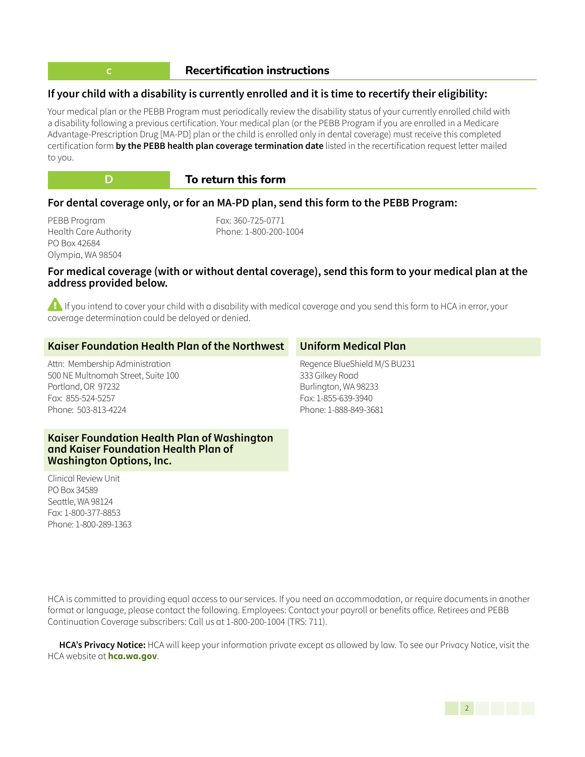## C Recertification instructions

### If your child with a disability is currently enrolled and it is time to recertify their eligibility:

Your medical plan or the PEBB Program must periodically review the disability status of your currently enrolled child with a disability following a previous certification. Your medical plan (or the PEBB Program if you are enrolled in a Medicare Advantage-Prescription Drug [MA-PD] plan or the child is enrolled only in dental coverage) must receive this completed certification form **by the PEBB health plan coverage termination date** listed in the recertification request letter mailed to you.

## D To return this form

### For dental coverage only, or for an MA-PD plan, send this form to the PEBB Program:

PEBB Program
Health Care Authority
PO Box 42684
Olympia, WA 98504

Fax: 360-725-0771
Phone: 1-800-200-1004

### For medical coverage (with or without dental coverage), send this form to your medical plan at the address provided below.

⚠ If you intend to cover your child with a disability with medical coverage and you send this form to HCA in error, your coverage determination could be delayed or denied.

#### Kaiser Foundation Health Plan of the Northwest

Attn: Membership Administration
500 NE Multnomah Street, Suite 100
Portland, OR 97232
Fax: 855-524-5257
Phone: 503-813-4224

#### Kaiser Foundation Health Plan of Washington and Kaiser Foundation Health Plan of Washington Options, Inc.

Clinical Review Unit
PO Box 34589
Seattle, WA 98124
Fax: 1-800-377-8853
Phone: 1-800-289-1363

#### Uniform Medical Plan

Regence BlueShield M/S BU231
333 Gilkey Road
Burlington, WA 98233
Fax: 1-855-639-3940
Phone: 1-888-849-3681

HCA is committed to providing equal access to our services. If you need an accommodation, or require documents in another format or language, please contact the following. Employees: Contact your payroll or benefits office. Retirees and PEBB Continuation Coverage subscribers: Call us at 1-800-200-1004 (TRS: 711).

**HCA's Privacy Notice:** HCA will keep your information private except as allowed by law. To see our Privacy Notice, visit the HCA website at **hca.wa.gov**.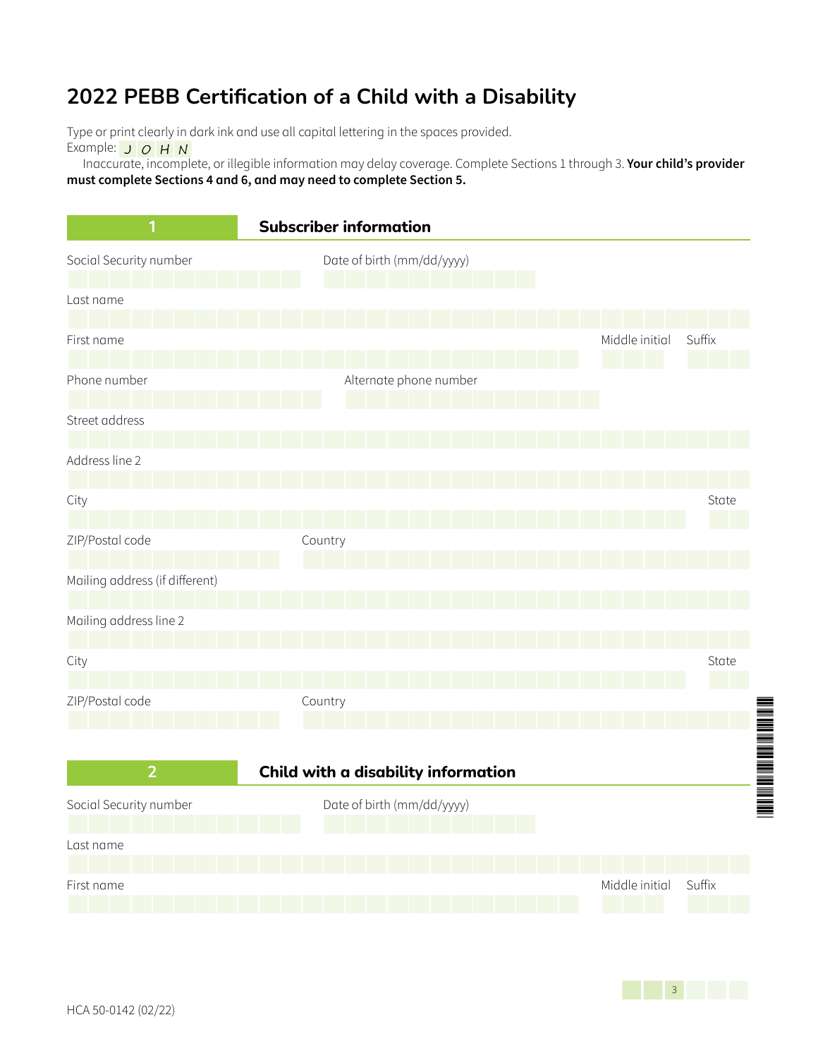# 2022 PEBB Certification of a Child with a Disability

Type or print clearly in dark ink and use all capital lettering in the spaces provided.
Example: J O H N

Inaccurate, incomplete, or illegible information may delay coverage. Complete Sections 1 through 3. **Your child's provider must complete Sections 4 and 6, and may need to complete Section 5.**

## 1 Subscriber information

Social Security number

Date of birth (mm/dd/yyyy)

Last name

First name

Middle initial

Suffix

Phone number

Alternate phone number

Street address

Address line 2

City

State

ZIP/Postal code

Country

Mailing address (if different)

Mailing address line 2

City

State

ZIP/Postal code

Country

## 2 Child with a disability information

Social Security number

Date of birth (mm/dd/yyyy)

Last name

First name

Middle initial

Suffix

HCA 50-0142 (02/22)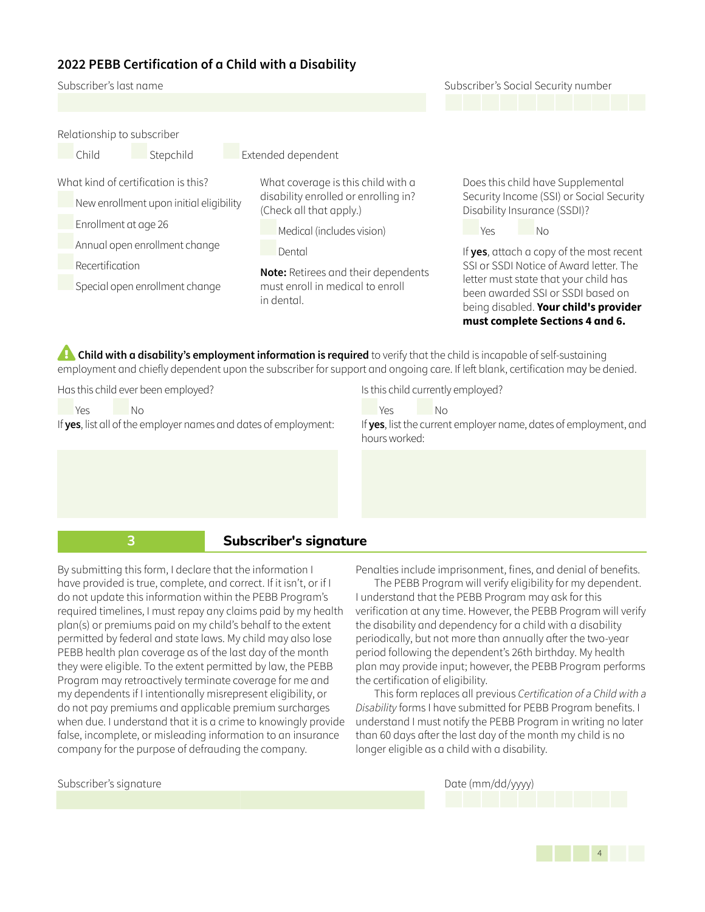## 2022 PEBB Certification of a Child with a Disability

Subscriber's last name

Subscriber's Social Security number

Relationship to subscriber

- ☐ Child
- ☐ Stepchild
- ☐ Extended dependent

What kind of certification is this?

- ☐ New enrollment upon initial eligibility
- ☐ Enrollment at age 26
- ☐ Annual open enrollment change
- ☐ Recertification
- ☐ Special open enrollment change

What coverage is this child with a disability enrolled or enrolling in? (Check all that apply.)

- ☐ Medical (includes vision)
- ☐ Dental

**Note:** Retirees and their dependents must enroll in medical to enroll in dental.

Does this child have Supplemental Security Income (SSI) or Social Security Disability Insurance (SSDI)?

- ☐ Yes
- ☐ No

If **yes**, attach a copy of the most recent SSI or SSDI Notice of Award letter. The letter must state that your child has been awarded SSI or SSDI based on being disabled. **Your child's provider must complete Sections 4 and 6.**

⚠ **Child with a disability's employment information is required** to verify that the child is incapable of self-sustaining employment and chiefly dependent upon the subscriber for support and ongoing care. If left blank, certification may be denied.

Has this child ever been employed?

- ☐ Yes
- ☐ No

If **yes**, list all of the employer names and dates of employment:

Is this child currently employed?

- ☐ Yes
- ☐ No

If **yes**, list the current employer name, dates of employment, and hours worked:

## 3 Subscriber's signature

By submitting this form, I declare that the information I have provided is true, complete, and correct. If it isn't, or if I do not update this information within the PEBB Program's required timelines, I must repay any claims paid by my health plan(s) or premiums paid on my child's behalf to the extent permitted by federal and state laws. My child may also lose PEBB health plan coverage as of the last day of the month they were eligible. To the extent permitted by law, the PEBB Program may retroactively terminate coverage for me and my dependents if I intentionally misrepresent eligibility, or do not pay premiums and applicable premium surcharges when due. I understand that it is a crime to knowingly provide false, incomplete, or misleading information to an insurance company for the purpose of defrauding the company. Penalties include imprisonment, fines, and denial of benefits.

The PEBB Program will verify eligibility for my dependent. I understand that the PEBB Program may ask for this verification at any time. However, the PEBB Program will verify the disability and dependency for a child with a disability periodically, but not more than annually after the two-year period following the dependent's 26th birthday. My health plan may provide input; however, the PEBB Program performs the certification of eligibility.

This form replaces all previous *Certification of a Child with a Disability* forms I have submitted for PEBB Program benefits. I understand I must notify the PEBB Program in writing no later than 60 days after the last day of the month my child is no longer eligible as a child with a disability.

Subscriber's signature

Date (mm/dd/yyyy)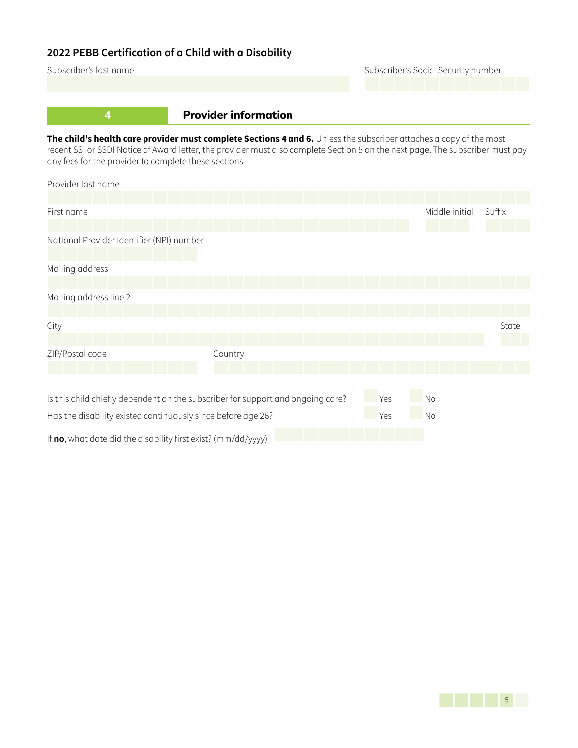## 2022 PEBB Certification of a Child with a Disability

Subscriber's last name

Subscriber's Social Security number

## 4 Provider information

**The child's health care provider must complete Sections 4 and 6.** Unless the subscriber attaches a copy of the most recent SSI or SSDI Notice of Award letter, the provider must also complete Section 5 on the next page. The subscriber must pay any fees for the provider to complete these sections.

Provider last name

First name

Middle initial

Suffix

National Provider Identifier (NPI) number

Mailing address

Mailing address line 2

City

State

ZIP/Postal code

Country

Is this child chiefly dependent on the subscriber for support and ongoing care? Yes No

Has the disability existed continuously since before age 26? Yes No

If **no**, what date did the disability first exist? (mm/dd/yyyy)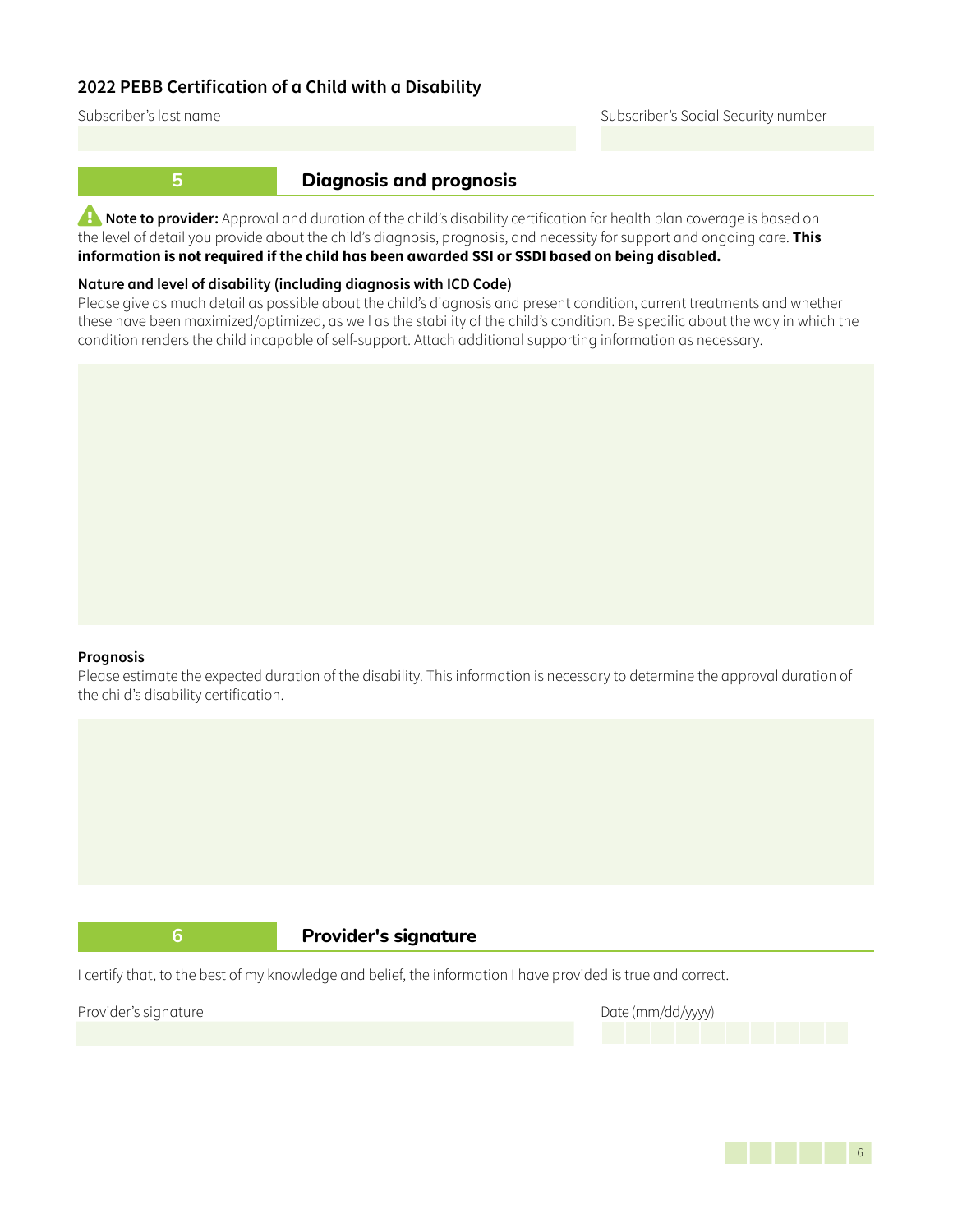## 2022 PEBB Certification of a Child with a Disability

Subscriber's last name

Subscriber's Social Security number

## 5 Diagnosis and prognosis

**Note to provider:** Approval and duration of the child's disability certification for health plan coverage is based on the level of detail you provide about the child's diagnosis, prognosis, and necessity for support and ongoing care. **This information is not required if the child has been awarded SSI or SSDI based on being disabled.**

**Nature and level of disability (including diagnosis with ICD Code)**

Please give as much detail as possible about the child's diagnosis and present condition, current treatments and whether these have been maximized/optimized, as well as the stability of the child's condition. Be specific about the way in which the condition renders the child incapable of self-support. Attach additional supporting information as necessary.

**Prognosis**

Please estimate the expected duration of the disability. This information is necessary to determine the approval duration of the child's disability certification.

## 6 Provider's signature

I certify that, to the best of my knowledge and belief, the information I have provided is true and correct.

Provider's signature

Date (mm/dd/yyyy)